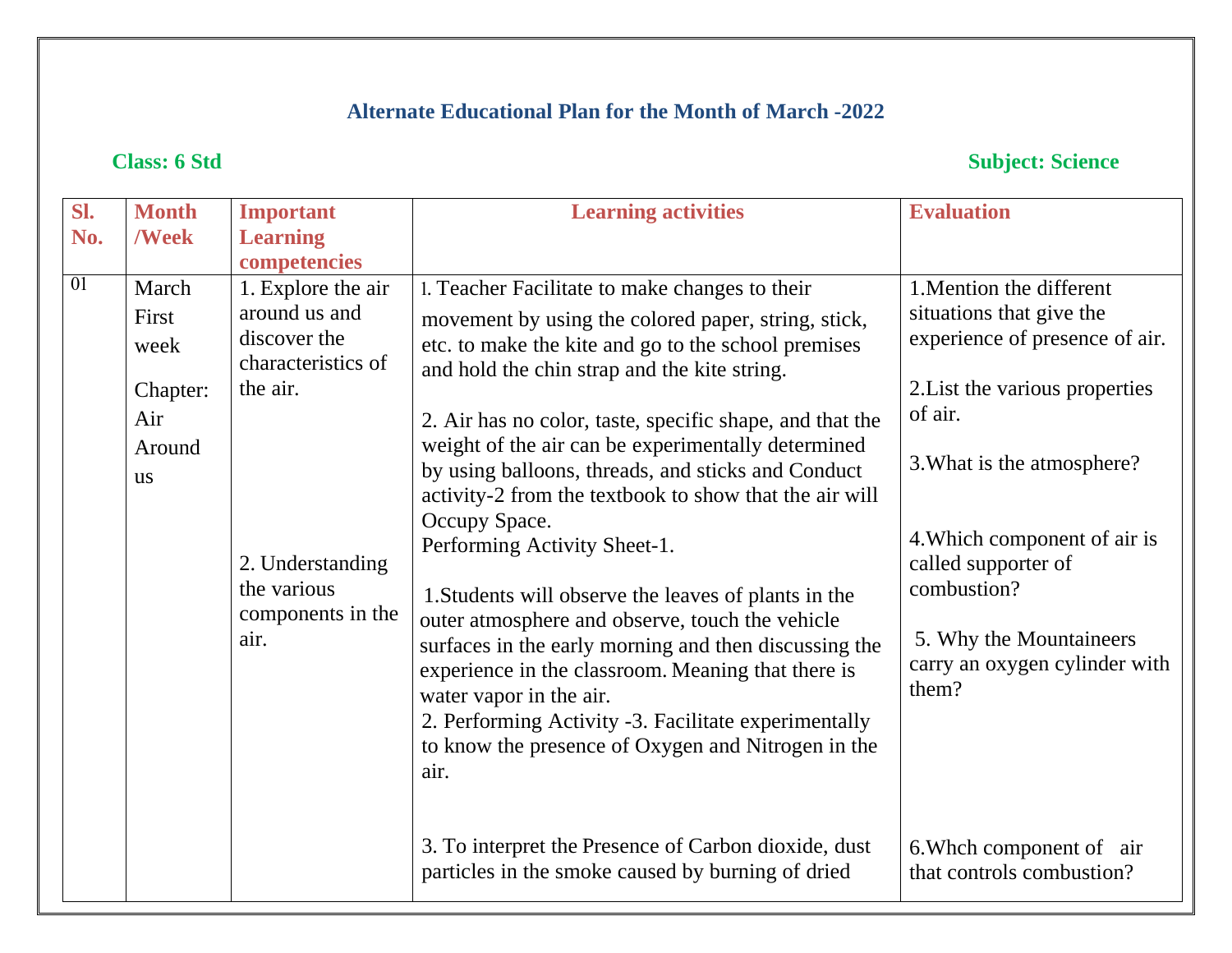# Alternate Educational Plan for the Month of March -2022

**Class: 6 Std** **Subject: Science**

| Sl. No. | Month /Week | Important Learning competencies | Learning activities | Evaluation |
|---|---|---|---|---|
| 01 | March First week<br><br>Chapter: Air Around us | 1. Explore the air around us and discover the characteristics of the air.<br><br>2. Understanding the various components in the air. | 1. Teacher Facilitate to make changes to their movement by using the colored paper, string, stick, etc. to make the kite and go to the school premises and hold the chin strap and the kite string.<br><br>2. Air has no color, taste, specific shape, and that the weight of the air can be experimentally determined by using balloons, threads, and sticks and Conduct activity-2 from the textbook to show that the air will Occupy Space.<br>Performing Activity Sheet-1.<br><br>1.Students will observe the leaves of plants in the outer atmosphere and observe, touch the vehicle surfaces in the early morning and then discussing the experience in the classroom. Meaning that there is water vapor in the air.<br>2. Performing Activity -3. Facilitate experimentally to know the presence of Oxygen and Nitrogen in the air.<br><br>3. To interpret the Presence of Carbon dioxide, dust particles in the smoke caused by burning of dried | 1.Mention the different situations that give the experience of presence of air.<br><br>2.List the various properties of air.<br><br>3.What is the atmosphere?<br><br>4.Which component of air is called supporter of combustion?<br><br>5. Why the Mountaineers carry an oxygen cylinder with them?<br><br>6.Whch component of air that controls combustion? |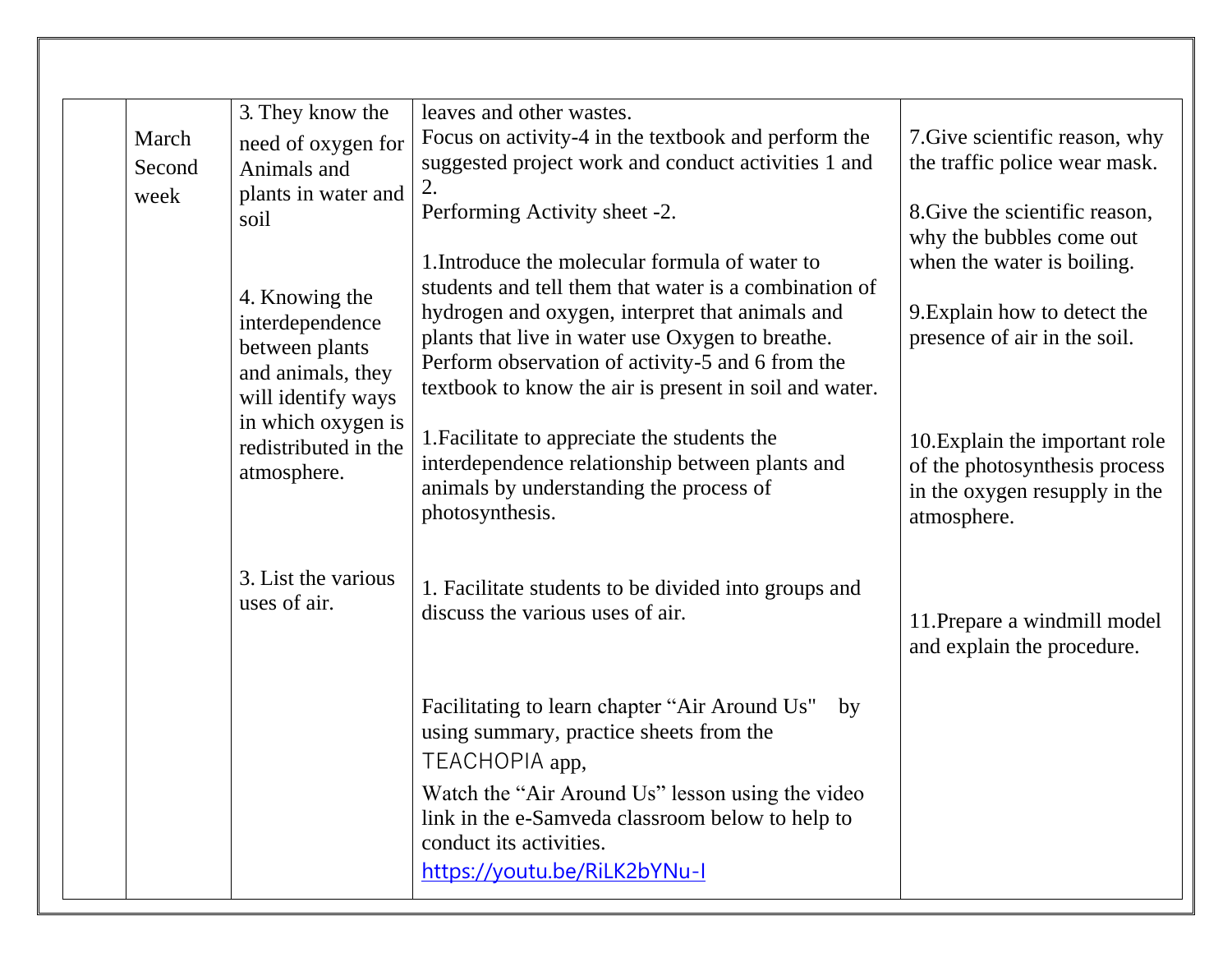| | | | | |
|---|---|---|---|---|
| | March Second week | 3. They know the need of oxygen for Animals and plants in water and soil<br><br>4. Knowing the interdependence between plants and animals, they will identify ways in which oxygen is redistributed in the atmosphere.<br><br>3. List the various uses of air. | leaves and other wastes.<br>Focus on activity-4 in the textbook and perform the suggested project work and conduct activities 1 and 2.<br>Performing Activity sheet -2.<br><br>1.Introduce the molecular formula of water to students and tell them that water is a combination of hydrogen and oxygen, interpret that animals and plants that live in water use Oxygen to breathe. Perform observation of activity-5 and 6 from the textbook to know the air is present in soil and water.<br><br>1.Facilitate to appreciate the students the interdependence relationship between plants and animals by understanding the process of photosynthesis.<br><br>1. Facilitate students to be divided into groups and discuss the various uses of air.<br><br>Facilitating to learn chapter "Air Around Us" by using summary, practice sheets from the TEACHOPIA app,<br>Watch the "Air Around Us" lesson using the video link in the e-Samveda classroom below to help to conduct its activities.<br>https://youtu.be/RiLK2bYNu-I | 7.Give scientific reason, why the traffic police wear mask.<br><br>8.Give the scientific reason, why the bubbles come out when the water is boiling.<br><br>9.Explain how to detect the presence of air in the soil.<br><br>10.Explain the important role of the photosynthesis process in the oxygen resupply in the atmosphere.<br><br>11.Prepare a windmill model and explain the procedure. |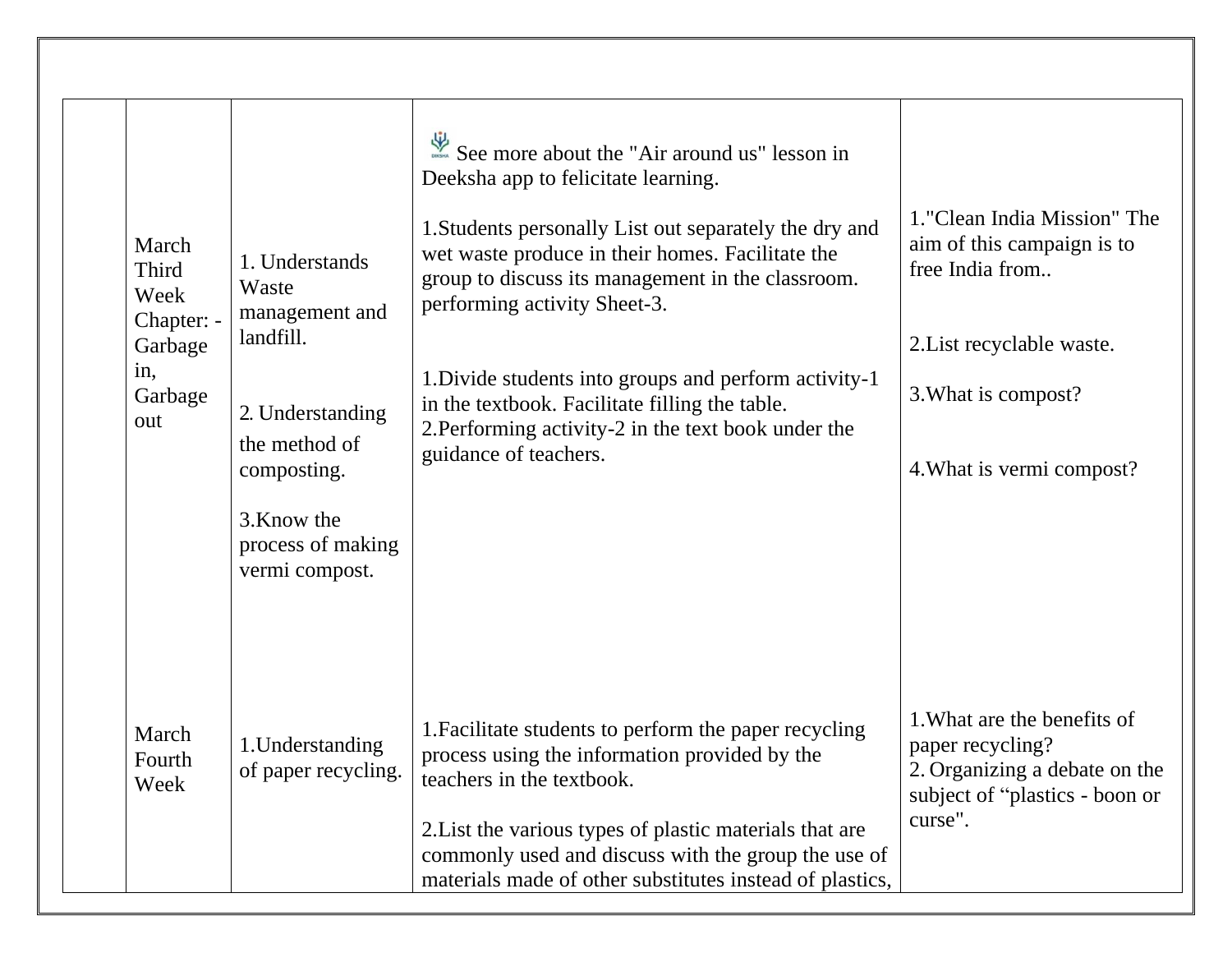|  | March Third Week Chapter: - Garbage in, Garbage out | 1. Understands Waste management and landfill.<br><br>2. Understanding the method of composting.<br><br>3.Know the process of making vermi compost. | See more about the "Air around us" lesson in Deeksha app to felicitate learning.<br><br>1.Students personally List out separately the dry and wet waste produce in their homes. Facilitate the group to discuss its management in the classroom. performing activity Sheet-3.<br><br>1.Divide students into groups and perform activity-1 in the textbook. Facilitate filling the table.<br>2.Performing activity-2 in the text book under the guidance of teachers. | 1."Clean India Mission" The aim of this campaign is to free India from..<br><br>2.List recyclable waste.<br><br>3.What is compost?<br><br>4.What is vermi compost? |
|---|---|---|---|---|
|  | March Fourth Week | 1.Understanding of paper recycling. | 1.Facilitate students to perform the paper recycling process using the information provided by the teachers in the textbook.<br><br>2.List the various types of plastic materials that are commonly used and discuss with the group the use of materials made of other substitutes instead of plastics, | 1.What are the benefits of paper recycling?<br>2. Organizing a debate on the subject of "plastics - boon or curse". |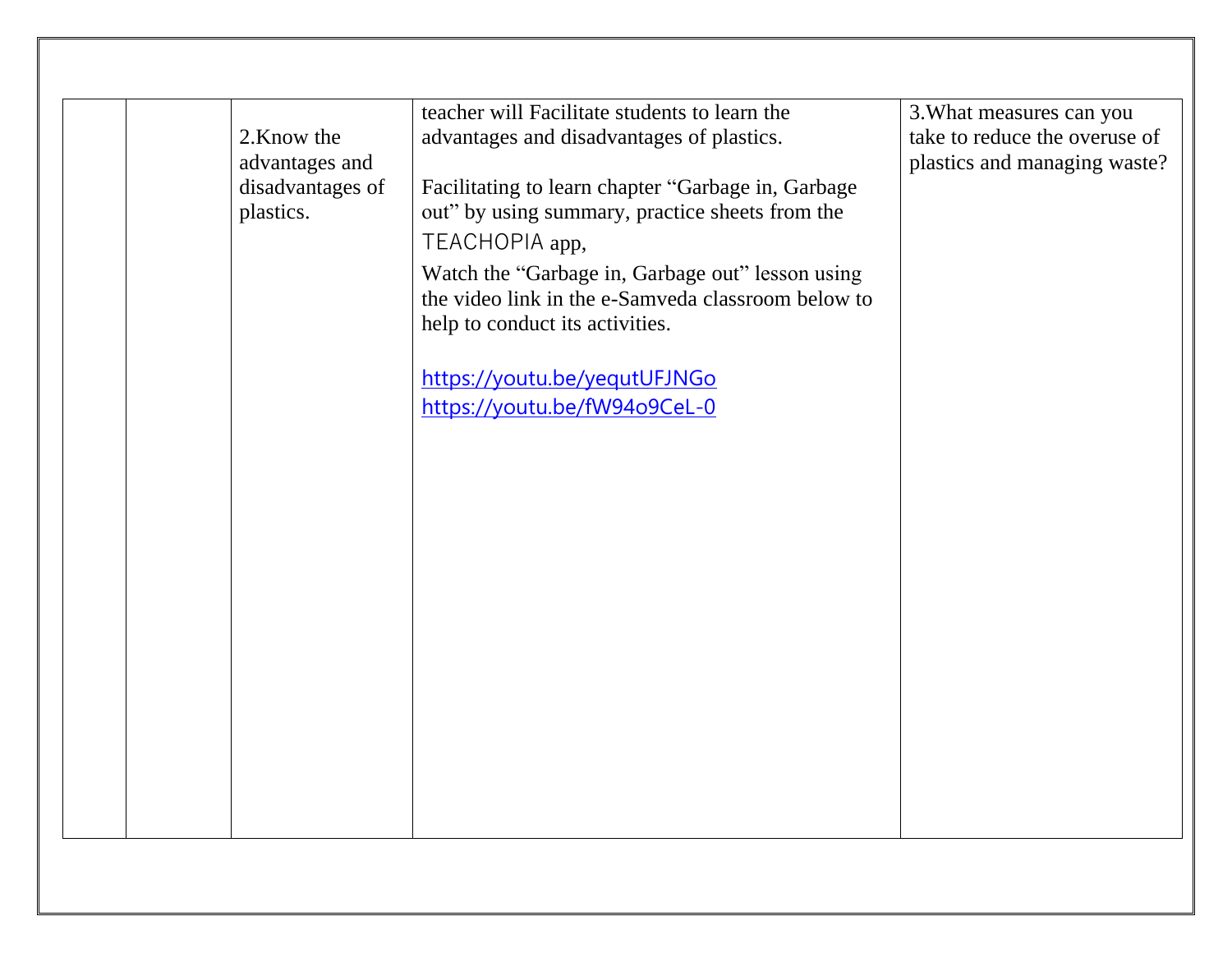|  |  |  |  |  |
|---|---|---|---|---|
|  |  | 2.Know the advantages and disadvantages of plastics. | teacher will Facilitate students to learn the advantages and disadvantages of plastics.<br><br>Facilitating to learn chapter "Garbage in, Garbage out" by using summary, practice sheets from the TEACHOPIA app,<br><br>Watch the "Garbage in, Garbage out" lesson using the video link in the e-Samveda classroom below to help to conduct its activities.<br><br>https://youtu.be/yequtUFJNGo<br>https://youtu.be/fW94o9CeL-0 | 3.What measures can you take to reduce the overuse of plastics and managing waste? |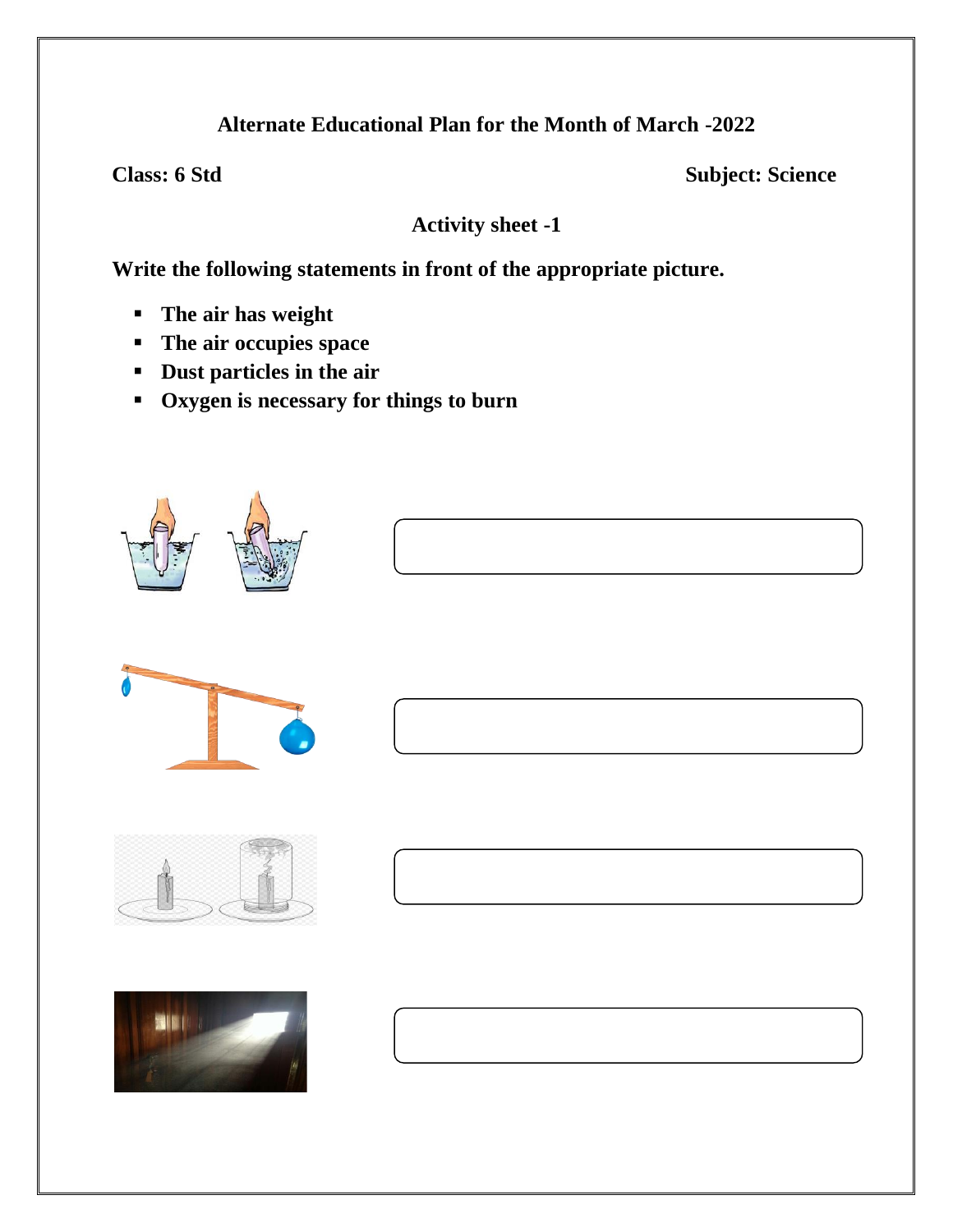**Alternate Educational Plan for the Month of March -2022**

**Class: 6 Std** **Subject: Science**

**Activity sheet -1**

**Write the following statements in front of the appropriate picture.**

- **The air has weight**
- **The air occupies space**
- **Dust particles in the air**
- **Oxygen is necessary for things to burn**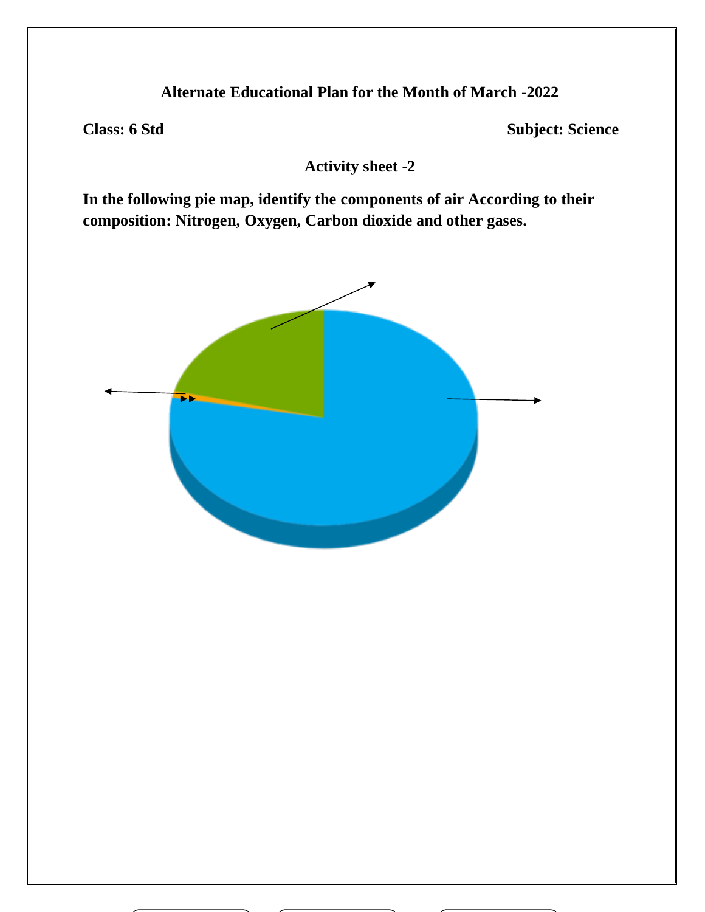**Alternate Educational Plan for the Month of March -2022**

**Class: 6 Std** **Subject: Science**

**Activity sheet -2**

**In the following pie map, identify the components of air According to their composition: Nitrogen, Oxygen, Carbon dioxide and other gases.**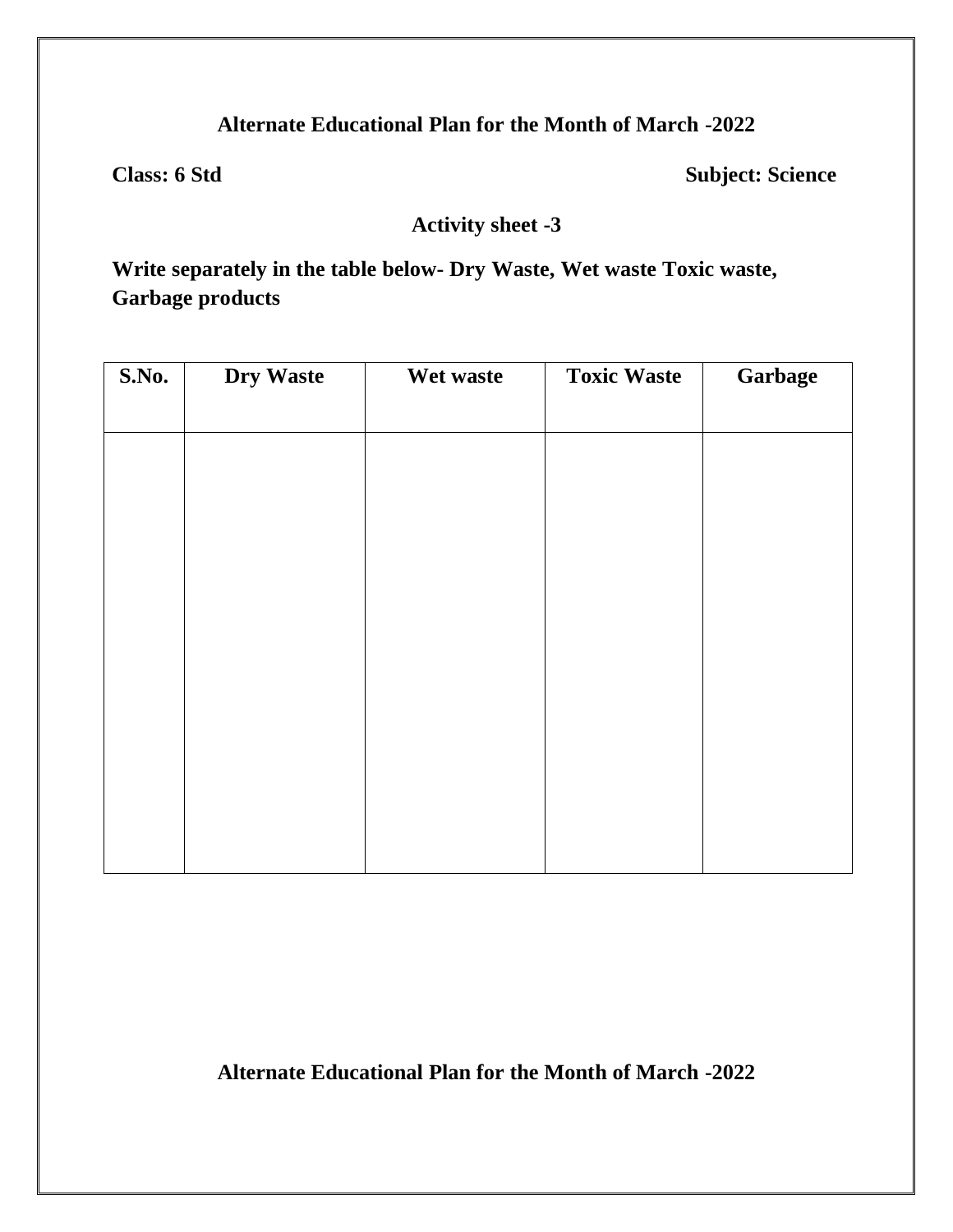**Alternate Educational Plan for the Month of March -2022**

**Class: 6 Std** **Subject: Science**

**Activity sheet -3**

**Write separately in the table below- Dry Waste, Wet waste Toxic waste, Garbage products**

| S.No. | Dry Waste | Wet waste | Toxic Waste | Garbage |
|---|---|---|---|---|
| | | | | |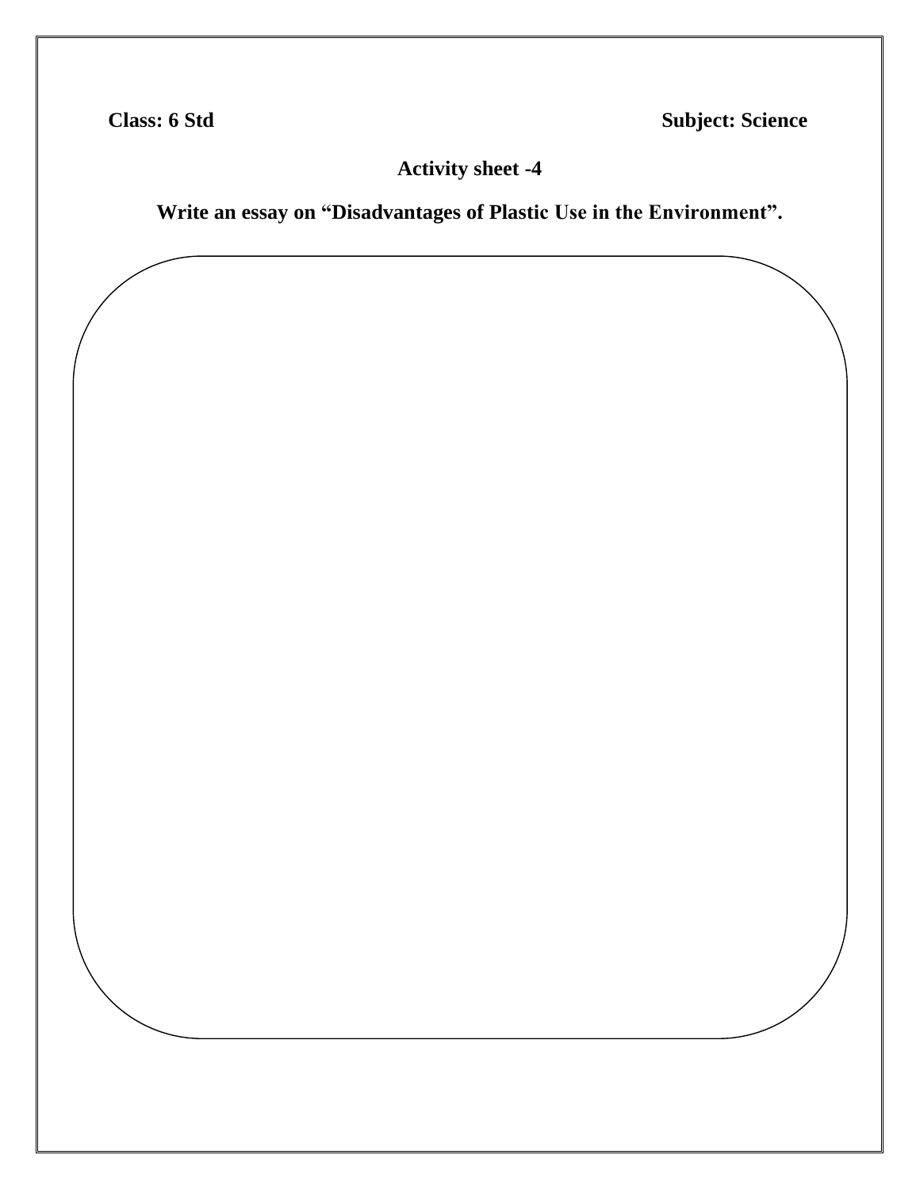**Class: 6 Std** **Subject: Science**

## Activity sheet -4

**Write an essay on "Disadvantages of Plastic Use in the Environment".**